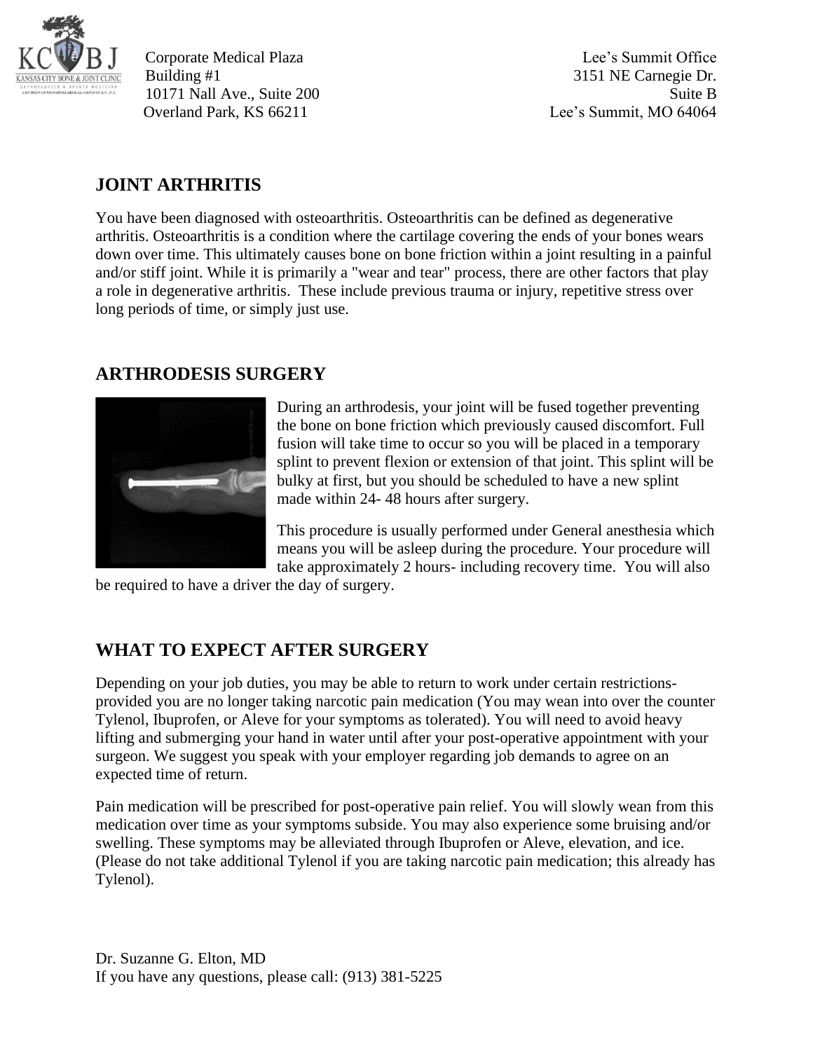Corporate Medical Plaza
Building #1
10171 Nall Ave., Suite 200
Overland Park, KS 66211

Lee's Summit Office
3151 NE Carnegie Dr.
Suite B
Lee's Summit, MO 64064

## JOINT ARTHRITIS

You have been diagnosed with osteoarthritis. Osteoarthritis can be defined as degenerative arthritis. Osteoarthritis is a condition where the cartilage covering the ends of your bones wears down over time. This ultimately causes bone on bone friction within a joint resulting in a painful and/or stiff joint. While it is primarily a "wear and tear" process, there are other factors that play a role in degenerative arthritis. These include previous trauma or injury, repetitive stress over long periods of time, or simply just use.

## ARTHRODESIS SURGERY

During an arthrodesis, your joint will be fused together preventing the bone on bone friction which previously caused discomfort. Full fusion will take time to occur so you will be placed in a temporary splint to prevent flexion or extension of that joint. This splint will be bulky at first, but you should be scheduled to have a new splint made within 24- 48 hours after surgery.

This procedure is usually performed under General anesthesia which means you will be asleep during the procedure. Your procedure will take approximately 2 hours- including recovery time. You will also be required to have a driver the day of surgery.

## WHAT TO EXPECT AFTER SURGERY

Depending on your job duties, you may be able to return to work under certain restrictions- provided you are no longer taking narcotic pain medication (You may wean into over the counter Tylenol, Ibuprofen, or Aleve for your symptoms as tolerated). You will need to avoid heavy lifting and submerging your hand in water until after your post-operative appointment with your surgeon. We suggest you speak with your employer regarding job demands to agree on an expected time of return.

Pain medication will be prescribed for post-operative pain relief. You will slowly wean from this medication over time as your symptoms subside. You may also experience some bruising and/or swelling. These symptoms may be alleviated through Ibuprofen or Aleve, elevation, and ice. (Please do not take additional Tylenol if you are taking narcotic pain medication; this already has Tylenol).

Dr. Suzanne G. Elton, MD
If you have any questions, please call: (913) 381-5225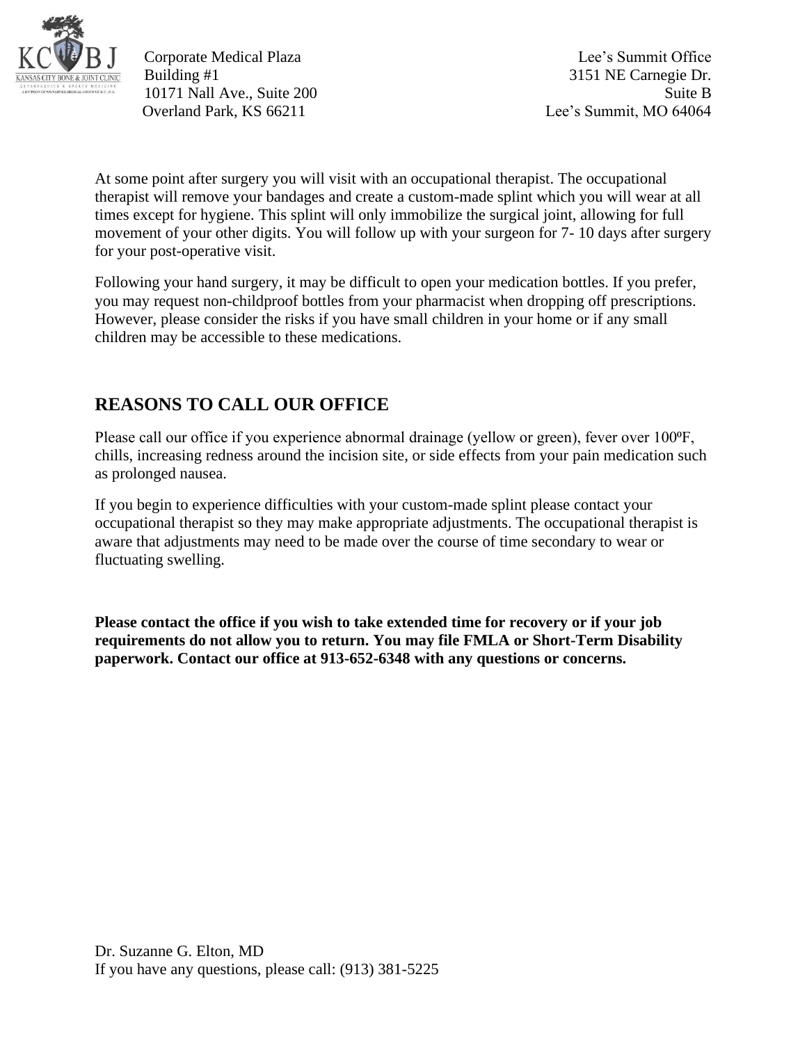Corporate Medical Plaza
Building #1
10171 Nall Ave., Suite 200
Overland Park, KS 66211

Lee's Summit Office
3151 NE Carnegie Dr.
Suite B
Lee's Summit, MO 64064

At some point after surgery you will visit with an occupational therapist. The occupational therapist will remove your bandages and create a custom-made splint which you will wear at all times except for hygiene. This splint will only immobilize the surgical joint, allowing for full movement of your other digits. You will follow up with your surgeon for 7- 10 days after surgery for your post-operative visit.

Following your hand surgery, it may be difficult to open your medication bottles. If you prefer, you may request non-childproof bottles from your pharmacist when dropping off prescriptions. However, please consider the risks if you have small children in your home or if any small children may be accessible to these medications.

## REASONS TO CALL OUR OFFICE

Please call our office if you experience abnormal drainage (yellow or green), fever over 100ºF, chills, increasing redness around the incision site, or side effects from your pain medication such as prolonged nausea.

If you begin to experience difficulties with your custom-made splint please contact your occupational therapist so they may make appropriate adjustments. The occupational therapist is aware that adjustments may need to be made over the course of time secondary to wear or fluctuating swelling.

**Please contact the office if you wish to take extended time for recovery or if your job requirements do not allow you to return. You may file FMLA or Short-Term Disability paperwork. Contact our office at 913-652-6348 with any questions or concerns.**

Dr. Suzanne G. Elton, MD
If you have any questions, please call: (913) 381-5225